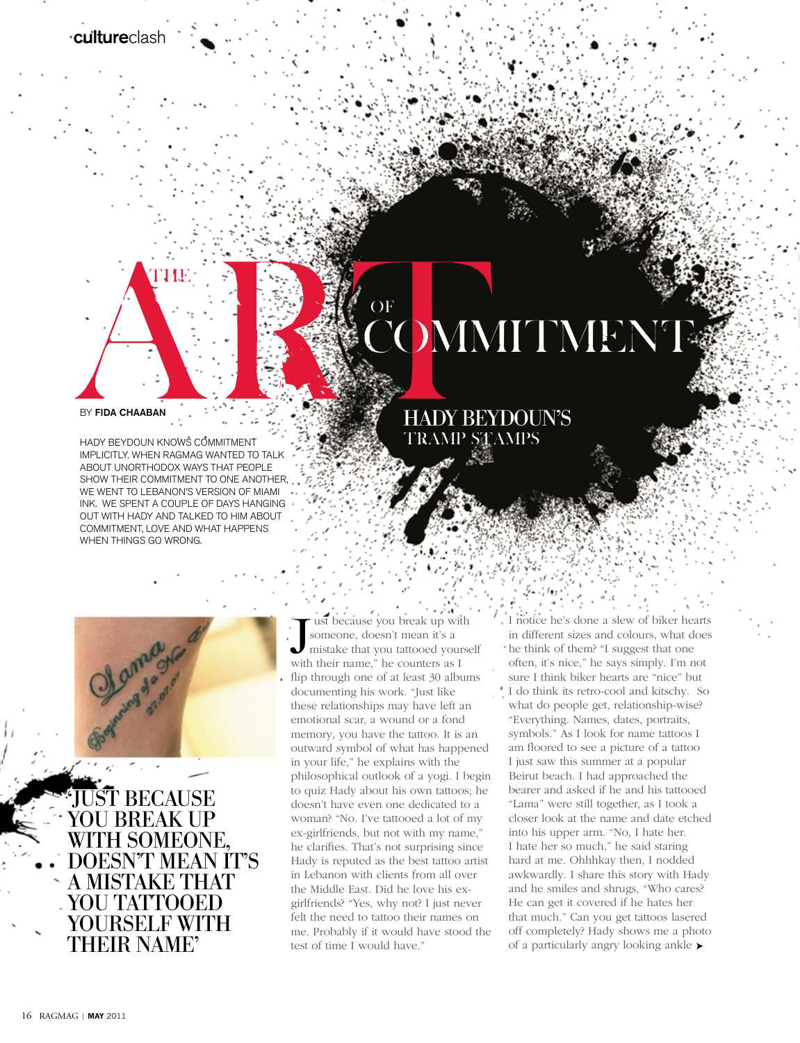# THE ART OF COMMITMENT

## HADY BEYDOUN'S TRAMP STAMPS

BY **FIDA CHAABAN**

HADY BEYDOUN KNOWS COMMITMENT IMPLICITLY. WHEN RAGMAG WANTED TO TALK ABOUT UNORTHODOX WAYS THAT PEOPLE SHOW THEIR COMMITMENT TO ONE ANOTHER, WE WENT TO LEBANON'S VERSION OF MIAMI INK. WE SPENT A COUPLE OF DAYS HANGING OUT WITH HADY AND TALKED TO HIM ABOUT COMMITMENT, LOVE AND WHAT HAPPENS WHEN THINGS GO WRONG.

"Just because you break up with someone, doesn't mean it's a mistake that you tattooed yourself with their name," he counters as I flip through one of at least 30 albums documenting his work. "Just like these relationships may have left an emotional scar, a wound or a fond memory, you have the tattoo. It is an outward symbol of what has happened in your life," he explains with the philosophical outlook of a yogi. I begin to quiz Hady about his own tattoos; he doesn't have even one dedicated to a woman? "No. I've tattooed a lot of my ex-girlfriends, but not with my name," he clarifies. That's not surprising since Hady is reputed as the best tattoo artist in Lebanon with clients from all over the Middle East. Did he love his ex-girlfriends? "Yes, why not? I just never felt the need to tattoo their names on me. Probably if it would have stood the test of time I would have."

> 'JUST BECAUSE YOU BREAK UP WITH SOMEONE, DOESN'T MEAN IT'S A MISTAKE THAT YOU TATTOOED YOURSELF WITH THEIR NAME'

I notice he's done a slew of biker hearts in different sizes and colours, what does he think of them? "I suggest that one often, it's nice," he says simply. I'm not sure I think biker hearts are "nice" but I do think its retro-cool and kitschy. So what do people get, relationship-wise? "Everything. Names, dates, portraits, symbols." As I look for name tattoos I am floored to see a picture of a tattoo I just saw this summer at a popular Beirut beach. I had approached the bearer and asked if he and his tattooed "Lama" were still together, as I took a closer look at the name and date etched into his upper arm. "No, I hate her. I hate her so much," he said staring hard at me. Ohhhkay then, I nodded awkwardly. I share this story with Hady and he smiles and shrugs, "Who cares? He can get it covered if he hates her that much." Can you get tattoos lasered off completely? Hady shows me a photo of a particularly angry looking ankle ➤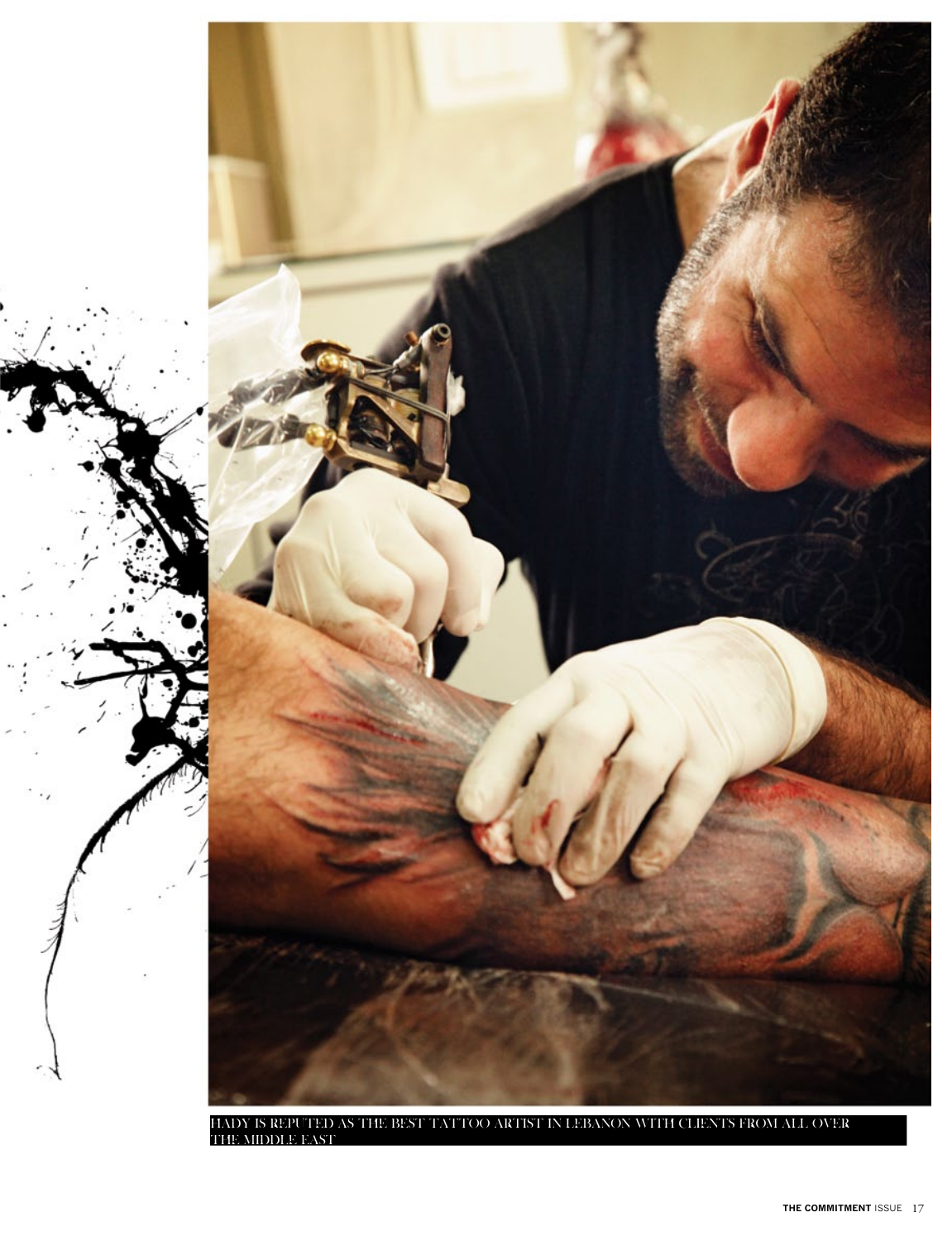HADY IS REPUTED AS THE BEST TATTOO ARTIST IN LEBANON WITH CLIENTS FROM ALL OVER THE MIDDLE EAST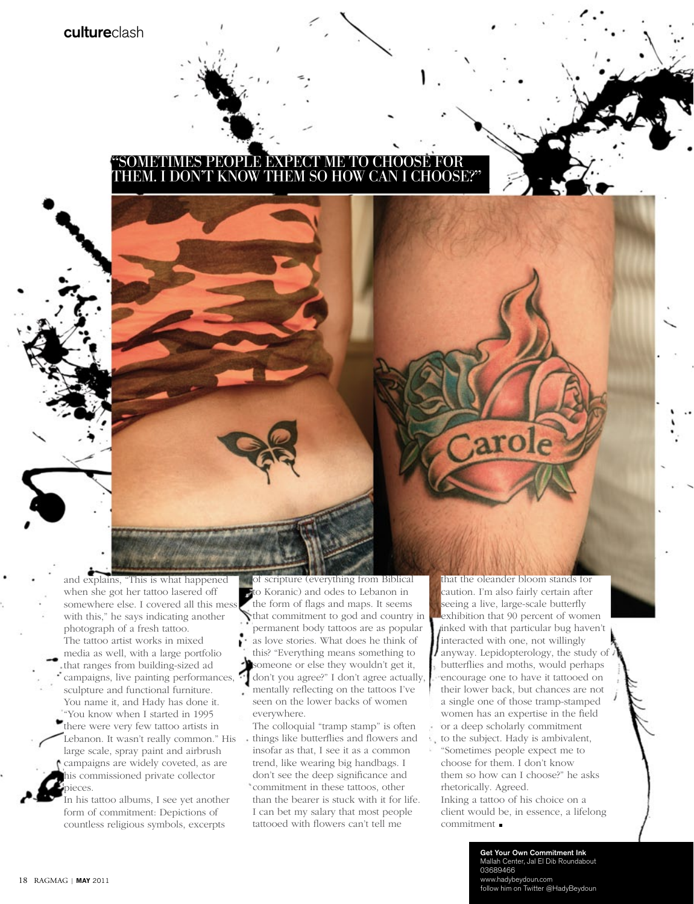"SOMETIMES PEOPLE EXPECT ME TO CHOOSE FOR THEM. I DON'T KNOW THEM SO HOW CAN I CHOOSE?"

and explains, "This is what happened when she got her tattoo lasered off somewhere else. I covered all this mess with this," he says indicating another photograph of a fresh tattoo.

The tattoo artist works in mixed media as well, with a large portfolio that ranges from building-sized ad campaigns, live painting performances, sculpture and functional furniture. You name it, and Hady has done it. "You know when I started in 1995 there were very few tattoo artists in Lebanon. It wasn't really common." His large scale, spray paint and airbrush campaigns are widely coveted, as are his commissioned private collector pieces.

In his tattoo albums, I see yet another form of commitment: Depictions of countless religious symbols, excerpts of scripture (everything from Biblical to Koranic) and odes to Lebanon in the form of flags and maps. It seems that commitment to god and country in permanent body tattoos are as popular as love stories. What does he think of this? "Everything means something to someone or else they wouldn't get it, don't you agree?" I don't agree actually, mentally reflecting on the tattoos I've seen on the lower backs of women everywhere.

The colloquial "tramp stamp" is often things like butterflies and flowers and insofar as that, I see it as a common trend, like wearing big handbags. I don't see the deep significance and commitment in these tattoos, other than the bearer is stuck with it for life. I can bet my salary that most people tattooed with flowers can't tell me that the oleander bloom stands for caution. I'm also fairly certain after seeing a live, large-scale butterfly exhibition that 90 percent of women inked with that particular bug haven't interacted with one, not willingly anyway. Lepidopterology, the study of butterflies and moths, would perhaps encourage one to have it tattooed on their lower back, but chances are not a single one of those tramp-stamped women has an expertise in the field or a deep scholarly commitment to the subject. Hady is ambivalent, "Sometimes people expect me to choose for them. I don't know them so how can I choose?" he asks rhetorically. Agreed.

Inking a tattoo of his choice on a client would be, in essence, a lifelong commitment ▪

**Get Your Own Commitment Ink**
Mallah Center, Jal El Dib Roundabout
03689466
www.hadybeydoun.com
follow him on Twitter @HadyBeydoun